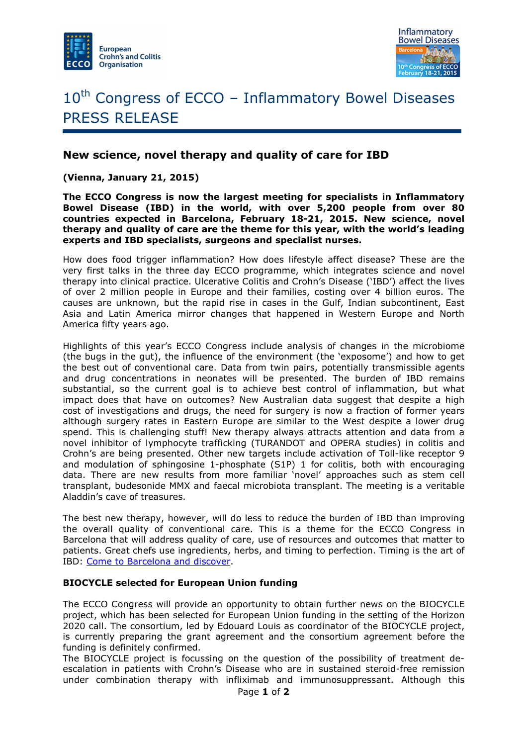# 10th Congress of ECCO – Inflammatory Bowel Diseases PRESS RELEASE

## New science, novel therapy and quality of care for IBD

**(Vienna, January 21, 2015)**

**The ECCO Congress is now the largest meeting for specialists in Inflammatory Bowel Disease (IBD) in the world, with over 5,200 people from over 80 countries expected in Barcelona, February 18-21, 2015. New science, novel therapy and quality of care are the theme for this year, with the world's leading experts and IBD specialists, surgeons and specialist nurses.**

How does food trigger inflammation? How does lifestyle affect disease? These are the very first talks in the three day ECCO programme, which integrates science and novel therapy into clinical practice. Ulcerative Colitis and Crohn's Disease ('IBD') affect the lives of over 2 million people in Europe and their families, costing over 4 billion euros. The causes are unknown, but the rapid rise in cases in the Gulf, Indian subcontinent, East Asia and Latin America mirror changes that happened in Western Europe and North America fifty years ago.

Highlights of this year's ECCO Congress include analysis of changes in the microbiome (the bugs in the gut), the influence of the environment (the 'exposome') and how to get the best out of conventional care. Data from twin pairs, potentially transmissible agents and drug concentrations in neonates will be presented. The burden of IBD remains substantial, so the current goal is to achieve best control of inflammation, but what impact does that have on outcomes? New Australian data suggest that despite a high cost of investigations and drugs, the need for surgery is now a fraction of former years although surgery rates in Eastern Europe are similar to the West despite a lower drug spend. This is challenging stuff! New therapy always attracts attention and data from a novel inhibitor of lymphocyte trafficking (TURANDOT and OPERA studies) in colitis and Crohn's are being presented. Other new targets include activation of Toll-like receptor 9 and modulation of sphingosine 1-phosphate (S1P) 1 for colitis, both with encouraging data. There are new results from more familiar 'novel' approaches such as stem cell transplant, budesonide MMX and faecal microbiota transplant. The meeting is a veritable Aladdin's cave of treasures.

The best new therapy, however, will do less to reduce the burden of IBD than improving the overall quality of conventional care. This is a theme for the ECCO Congress in Barcelona that will address quality of care, use of resources and outcomes that matter to patients. Great chefs use ingredients, herbs, and timing to perfection. Timing is the art of IBD: Come to Barcelona and discover.

### BIOCYCLE selected for European Union funding

The ECCO Congress will provide an opportunity to obtain further news on the BIOCYCLE project, which has been selected for European Union funding in the setting of the Horizon 2020 call. The consortium, led by Edouard Louis as coordinator of the BIOCYCLE project, is currently preparing the grant agreement and the consortium agreement before the funding is definitely confirmed.

The BIOCYCLE project is focussing on the question of the possibility of treatment de-escalation in patients with Crohn's Disease who are in sustained steroid-free remission under combination therapy with infliximab and immunosuppressant. Although this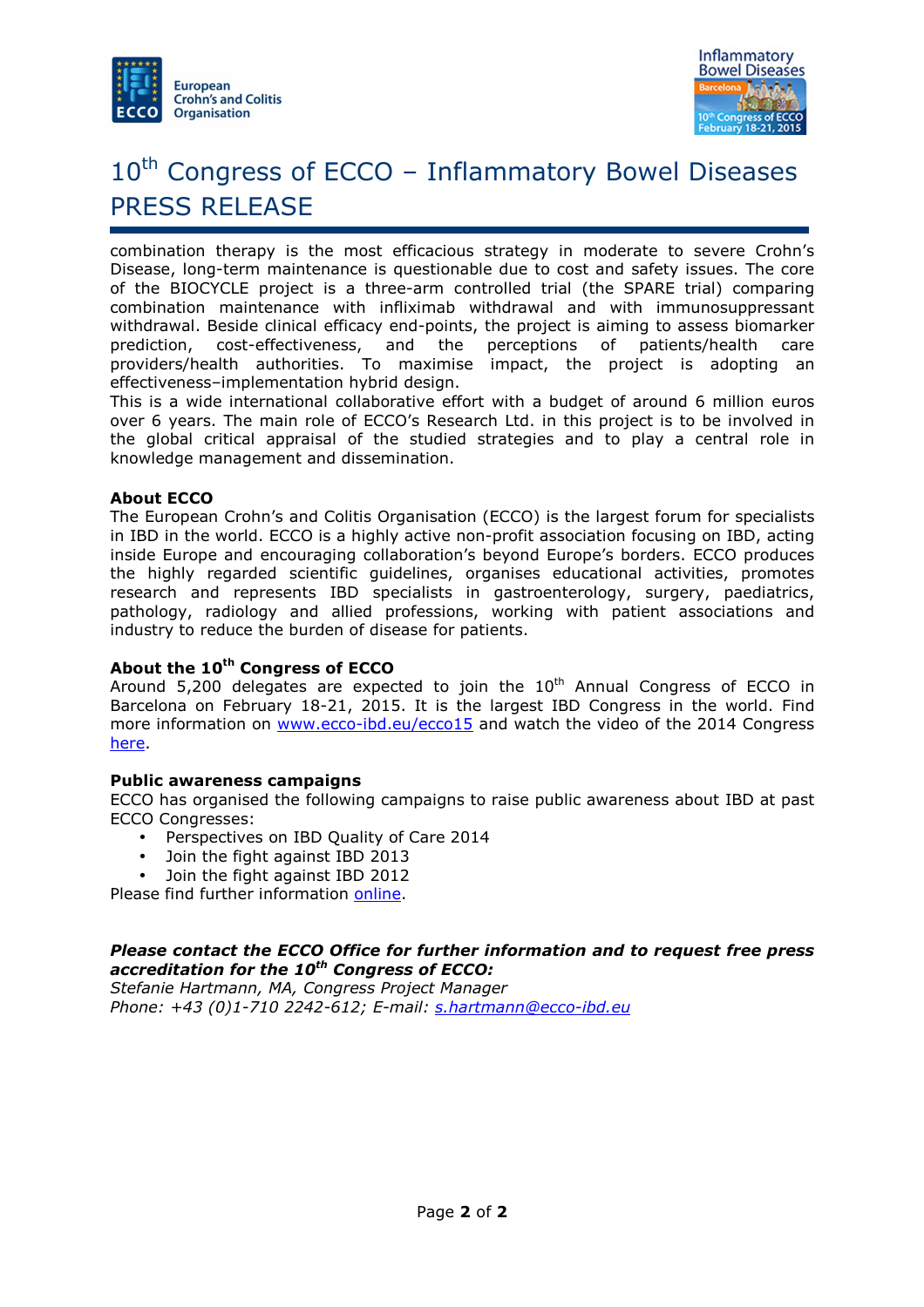combination therapy is the most efficacious strategy in moderate to severe Crohn's Disease, long-term maintenance is questionable due to cost and safety issues. The core of the BIOCYCLE project is a three-arm controlled trial (the SPARE trial) comparing combination maintenance with infliximab withdrawal and with immunosuppressant withdrawal. Beside clinical efficacy end-points, the project is aiming to assess biomarker prediction, cost-effectiveness, and the perceptions of patients/health care providers/health authorities. To maximise impact, the project is adopting an effectiveness–implementation hybrid design.

This is a wide international collaborative effort with a budget of around 6 million euros over 6 years. The main role of ECCO's Research Ltd. in this project is to be involved in the global critical appraisal of the studied strategies and to play a central role in knowledge management and dissemination.

**About ECCO**

The European Crohn's and Colitis Organisation (ECCO) is the largest forum for specialists in IBD in the world. ECCO is a highly active non-profit association focusing on IBD, acting inside Europe and encouraging collaboration's beyond Europe's borders. ECCO produces the highly regarded scientific guidelines, organises educational activities, promotes research and represents IBD specialists in gastroenterology, surgery, paediatrics, pathology, radiology and allied professions, working with patient associations and industry to reduce the burden of disease for patients.

**About the 10th Congress of ECCO**

Around 5,200 delegates are expected to join the 10th Annual Congress of ECCO in Barcelona on February 18-21, 2015. It is the largest IBD Congress in the world. Find more information on [www.ecco-ibd.eu/ecco15](www.ecco-ibd.eu/ecco15) and watch the video of the 2014 Congress here.

**Public awareness campaigns**

ECCO has organised the following campaigns to raise public awareness about IBD at past ECCO Congresses:

- Perspectives on IBD Quality of Care 2014
- Join the fight against IBD 2013
- Join the fight against IBD 2012

Please find further information online.

***Please contact the ECCO Office for further information and to request free press accreditation for the 10th Congress of ECCO:***

*Stefanie Hartmann, MA, Congress Project Manager*

*Phone: +43 (0)1-710 2242-612; E-mail: s.hartmann@ecco-ibd.eu*